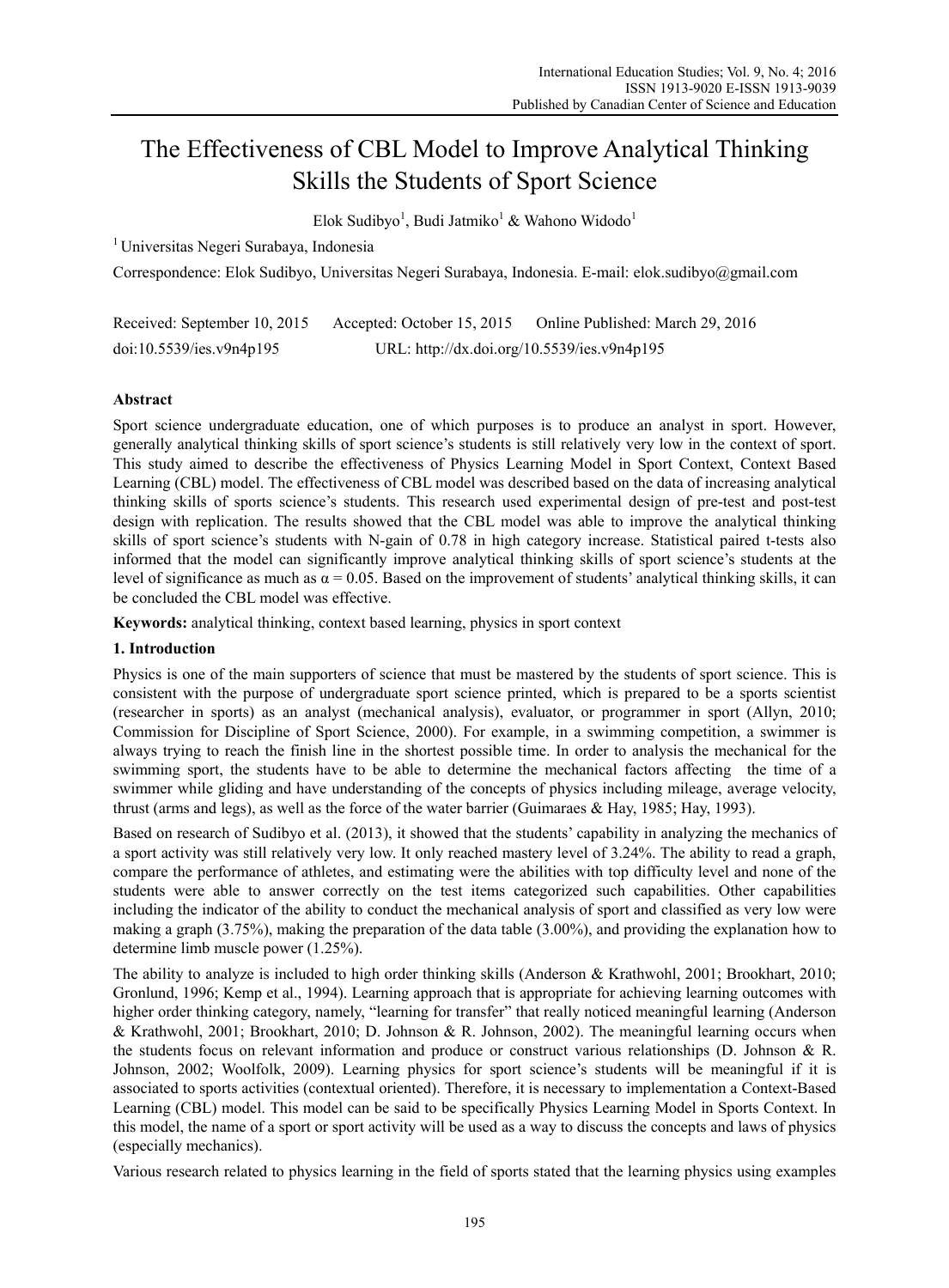# The Effectiveness of CBL Model to Improve Analytical Thinking Skills the Students of Sport Science

Elok Sudibyo[1], Budi Jatmiko[1] & Wahono Widodo[1]

[1] Universitas Negeri Surabaya, Indonesia

Correspondence: Elok Sudibyo, Universitas Negeri Surabaya, Indonesia. E-mail: elok.sudibyo@gmail.com

Received: September 10, 2015 Accepted: October 15, 2015 Online Published: March 29, 2016

doi:10.5539/ies.v9n4p195 URL: http://dx.doi.org/10.5539/ies.v9n4p195

## Abstract

Sport science undergraduate education, one of which purposes is to produce an analyst in sport. However, generally analytical thinking skills of sport science's students is still relatively very low in the context of sport. This study aimed to describe the effectiveness of Physics Learning Model in Sport Context, Context Based Learning (CBL) model. The effectiveness of CBL model was described based on the data of increasing analytical thinking skills of sports science's students. This research used experimental design of pre-test and post-test design with replication. The results showed that the CBL model was able to improve the analytical thinking skills of sport science's students with N-gain of 0.78 in high category increase. Statistical paired t-tests also informed that the model can significantly improve analytical thinking skills of sport science's students at the level of significance as much as $\alpha = 0.05$. Based on the improvement of students' analytical thinking skills, it can be concluded the CBL model was effective.

**Keywords:** analytical thinking, context based learning, physics in sport context

## 1. Introduction

Physics is one of the main supporters of science that must be mastered by the students of sport science. This is consistent with the purpose of undergraduate sport science printed, which is prepared to be a sports scientist (researcher in sports) as an analyst (mechanical analysis), evaluator, or programmer in sport (Allyn, 2010; Commission for Discipline of Sport Science, 2000). For example, in a swimming competition, a swimmer is always trying to reach the finish line in the shortest possible time. In order to analysis the mechanical for the swimming sport, the students have to be able to determine the mechanical factors affecting the time of a swimmer while gliding and have understanding of the concepts of physics including mileage, average velocity, thrust (arms and legs), as well as the force of the water barrier (Guimaraes & Hay, 1985; Hay, 1993).

Based on research of Sudibyo et al. (2013), it showed that the students' capability in analyzing the mechanics of a sport activity was still relatively very low. It only reached mastery level of 3.24%. The ability to read a graph, compare the performance of athletes, and estimating were the abilities with top difficulty level and none of the students were able to answer correctly on the test items categorized such capabilities. Other capabilities including the indicator of the ability to conduct the mechanical analysis of sport and classified as very low were making a graph (3.75%), making the preparation of the data table (3.00%), and providing the explanation how to determine limb muscle power (1.25%).

The ability to analyze is included to high order thinking skills (Anderson & Krathwohl, 2001; Brookhart, 2010; Gronlund, 1996; Kemp et al., 1994). Learning approach that is appropriate for achieving learning outcomes with higher order thinking category, namely, "learning for transfer" that really noticed meaningful learning (Anderson & Krathwohl, 2001; Brookhart, 2010; D. Johnson & R. Johnson, 2002). The meaningful learning occurs when the students focus on relevant information and produce or construct various relationships (D. Johnson & R. Johnson, 2002; Woolfolk, 2009). Learning physics for sport science's students will be meaningful if it is associated to sports activities (contextual oriented). Therefore, it is necessary to implementation a Context-Based Learning (CBL) model. This model can be said to be specifically Physics Learning Model in Sports Context. In this model, the name of a sport or sport activity will be used as a way to discuss the concepts and laws of physics (especially mechanics).

Various research related to physics learning in the field of sports stated that the learning physics using examples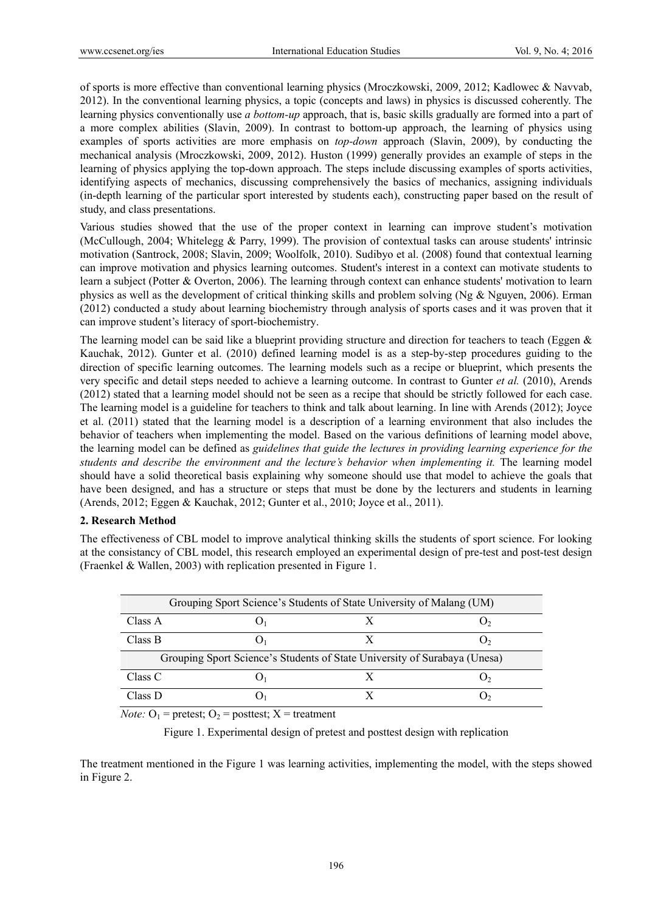of sports is more effective than conventional learning physics (Mroczkowski, 2009, 2012; Kadlowec & Navvab, 2012). In the conventional learning physics, a topic (concepts and laws) in physics is discussed coherently. The learning physics conventionally use *a bottom-up* approach, that is, basic skills gradually are formed into a part of a more complex abilities (Slavin, 2009). In contrast to bottom-up approach, the learning of physics using examples of sports activities are more emphasis on *top-down* approach (Slavin, 2009), by conducting the mechanical analysis (Mroczkowski, 2009, 2012). Huston (1999) generally provides an example of steps in the learning of physics applying the top-down approach. The steps include discussing examples of sports activities, identifying aspects of mechanics, discussing comprehensively the basics of mechanics, assigning individuals (in-depth learning of the particular sport interested by students each), constructing paper based on the result of study, and class presentations.

Various studies showed that the use of the proper context in learning can improve student's motivation (McCullough, 2004; Whitelegg & Parry, 1999). The provision of contextual tasks can arouse students' intrinsic motivation (Santrock, 2008; Slavin, 2009; Woolfolk, 2010). Sudibyo et al. (2008) found that contextual learning can improve motivation and physics learning outcomes. Student's interest in a context can motivate students to learn a subject (Potter & Overton, 2006). The learning through context can enhance students' motivation to learn physics as well as the development of critical thinking skills and problem solving (Ng & Nguyen, 2006). Erman (2012) conducted a study about learning biochemistry through analysis of sports cases and it was proven that it can improve student's literacy of sport-biochemistry.

The learning model can be said like a blueprint providing structure and direction for teachers to teach (Eggen & Kauchak, 2012). Gunter et al. (2010) defined learning model is as a step-by-step procedures guiding to the direction of specific learning outcomes. The learning models such as a recipe or blueprint, which presents the very specific and detail steps needed to achieve a learning outcome. In contrast to Gunter *et al.* (2010), Arends (2012) stated that a learning model should not be seen as a recipe that should be strictly followed for each case. The learning model is a guideline for teachers to think and talk about learning. In line with Arends (2012); Joyce et al. (2011) stated that the learning model is a description of a learning environment that also includes the behavior of teachers when implementing the model. Based on the various definitions of learning model above, the learning model can be defined as *guidelines that guide the lectures in providing learning experience for the students and describe the environment and the lecture's behavior when implementing it.* The learning model should have a solid theoretical basis explaining why someone should use that model to achieve the goals that have been designed, and has a structure or steps that must be done by the lecturers and students in learning (Arends, 2012; Eggen & Kauchak, 2012; Gunter et al., 2010; Joyce et al., 2011).

## 2. Research Method

The effectiveness of CBL model to improve analytical thinking skills the students of sport science. For looking at the consistancy of CBL model, this research employed an experimental design of pre-test and post-test design (Fraenkel & Wallen, 2003) with replication presented in Figure 1.

| Grouping Sport Science's Students of State University of Malang (UM) | | | |
|---|---|---|---|
| Class A | $O_1$ | X | $O_2$ |
| Class B | $O_1$ | X | $O_2$ |
| **Grouping Sport Science's Students of State University of Surabaya (Unesa)** | | | |
| Class C | $O_1$ | X | $O_2$ |
| Class D | $O_1$ | X | $O_2$ |

*Note:* $O_1$ = pretest; $O_2$ = posttest; X = treatment

Figure 1. Experimental design of pretest and posttest design with replication

The treatment mentioned in the Figure 1 was learning activities, implementing the model, with the steps showed in Figure 2.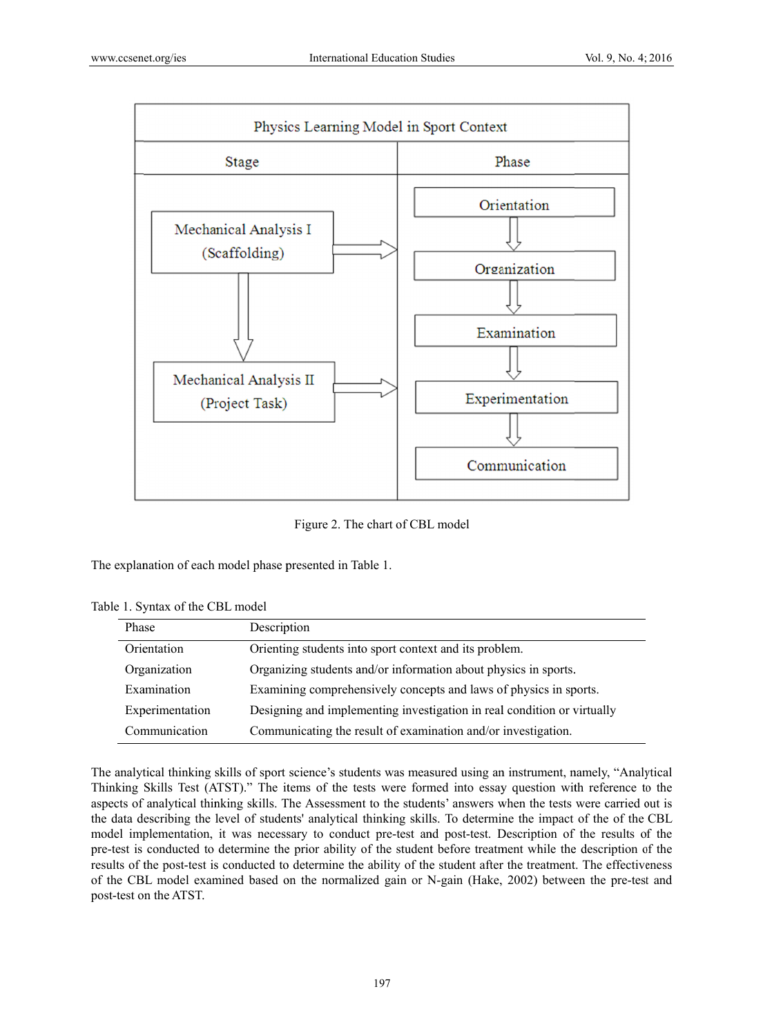| Physics Learning Model in Sport Context | |
|---|---|
| **Stage** | **Phase** |
| Mechanical Analysis I (Scaffolding) → Mechanical Analysis II (Project Task) | Orientation → Organization → Examination → Experimentation → Communication |

Figure 2. The chart of CBL model

The explanation of each model phase presented in Table 1.

Table 1. Syntax of the CBL model

| Phase | Description |
|---|---|
| Orientation | Orienting students into sport context and its problem. |
| Organization | Organizing students and/or information about physics in sports. |
| Examination | Examining comprehensively concepts and laws of physics in sports. |
| Experimentation | Designing and implementing investigation in real condition or virtually |
| Communication | Communicating the result of examination and/or investigation. |

The analytical thinking skills of sport science's students was measured using an instrument, namely, "Analytical Thinking Skills Test (ATST)." The items of the tests were formed into essay question with reference to the aspects of analytical thinking skills. The Assessment to the students' answers when the tests were carried out is the data describing the level of students' analytical thinking skills. To determine the impact of the of the CBL model implementation, it was necessary to conduct pre-test and post-test. Description of the results of the pre-test is conducted to determine the prior ability of the student before treatment while the description of the results of the post-test is conducted to determine the ability of the student after the treatment. The effectiveness of the CBL model examined based on the normalized gain or N-gain (Hake, 2002) between the pre-test and post-test on the ATST.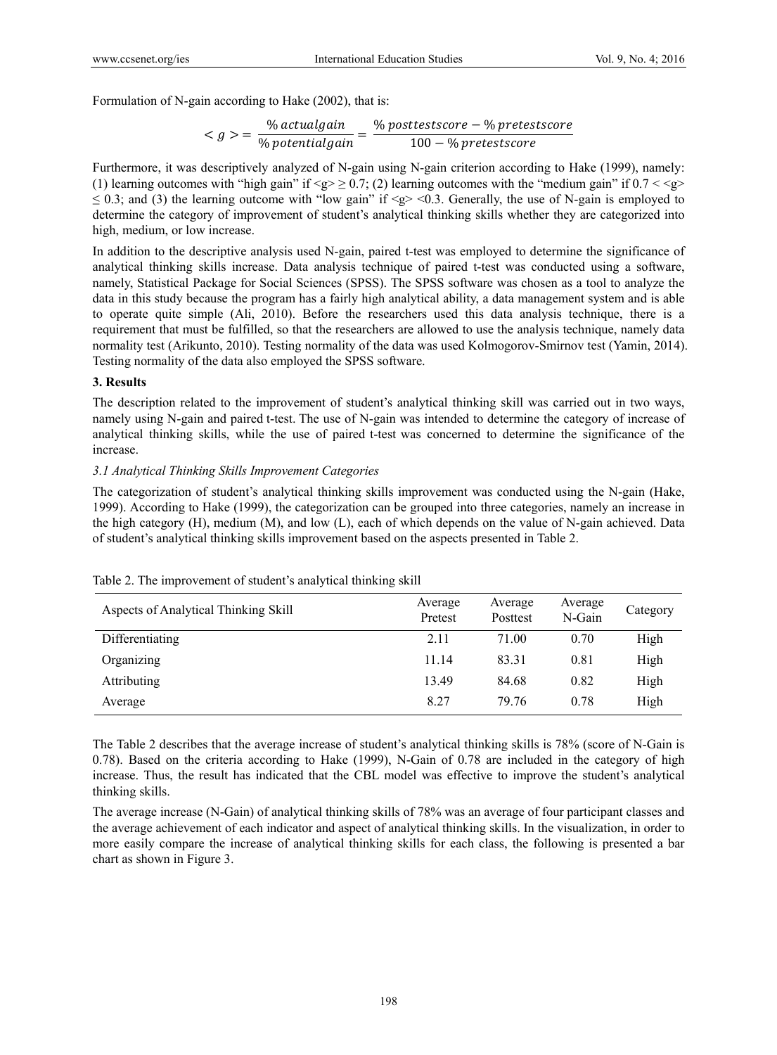Formulation of N-gain according to Hake (2002), that is:

$$< g > = \frac{\%\,actualgain}{\%\,potentialgain} = \frac{\%\,posttestscore - \%\,pretestscore}{100 - \%\,pretestscore}$$

Furthermore, it was descriptively analyzed of N-gain using N-gain criterion according to Hake (1999), namely: (1) learning outcomes with "high gain" if $<g> \geq 0.7$; (2) learning outcomes with the "medium gain" if $0.7 < <g> \leq 0.3$; and (3) the learning outcome with "low gain" if $<g> <0.3$. Generally, the use of N-gain is employed to determine the category of improvement of student's analytical thinking skills whether they are categorized into high, medium, or low increase.

In addition to the descriptive analysis used N-gain, paired t-test was employed to determine the significance of analytical thinking skills increase. Data analysis technique of paired t-test was conducted using a software, namely, Statistical Package for Social Sciences (SPSS). The SPSS software was chosen as a tool to analyze the data in this study because the program has a fairly high analytical ability, a data management system and is able to operate quite simple (Ali, 2010). Before the researchers used this data analysis technique, there is a requirement that must be fulfilled, so that the researchers are allowed to use the analysis technique, namely data normality test (Arikunto, 2010). Testing normality of the data was used Kolmogorov-Smirnov test (Yamin, 2014). Testing normality of the data also employed the SPSS software.

## 3. Results

The description related to the improvement of student's analytical thinking skill was carried out in two ways, namely using N-gain and paired t-test. The use of N-gain was intended to determine the category of increase of analytical thinking skills, while the use of paired t-test was concerned to determine the significance of the increase.

### *3.1 Analytical Thinking Skills Improvement Categories*

The categorization of student's analytical thinking skills improvement was conducted using the N-gain (Hake, 1999). According to Hake (1999), the categorization can be grouped into three categories, namely an increase in the high category (H), medium (M), and low (L), each of which depends on the value of N-gain achieved. Data of student's analytical thinking skills improvement based on the aspects presented in Table 2.

Table 2. The improvement of student's analytical thinking skill

| Aspects of Analytical Thinking Skill | Average Pretest | Average Posttest | Average N-Gain | Category |
|---|---|---|---|---|
| Differentiating | 2.11 | 71.00 | 0.70 | High |
| Organizing | 11.14 | 83.31 | 0.81 | High |
| Attributing | 13.49 | 84.68 | 0.82 | High |
| Average | 8.27 | 79.76 | 0.78 | High |

The Table 2 describes that the average increase of student's analytical thinking skills is 78% (score of N-Gain is 0.78). Based on the criteria according to Hake (1999), N-Gain of 0.78 are included in the category of high increase. Thus, the result has indicated that the CBL model was effective to improve the student's analytical thinking skills.

The average increase (N-Gain) of analytical thinking skills of 78% was an average of four participant classes and the average achievement of each indicator and aspect of analytical thinking skills. In the visualization, in order to more easily compare the increase of analytical thinking skills for each class, the following is presented a bar chart as shown in Figure 3.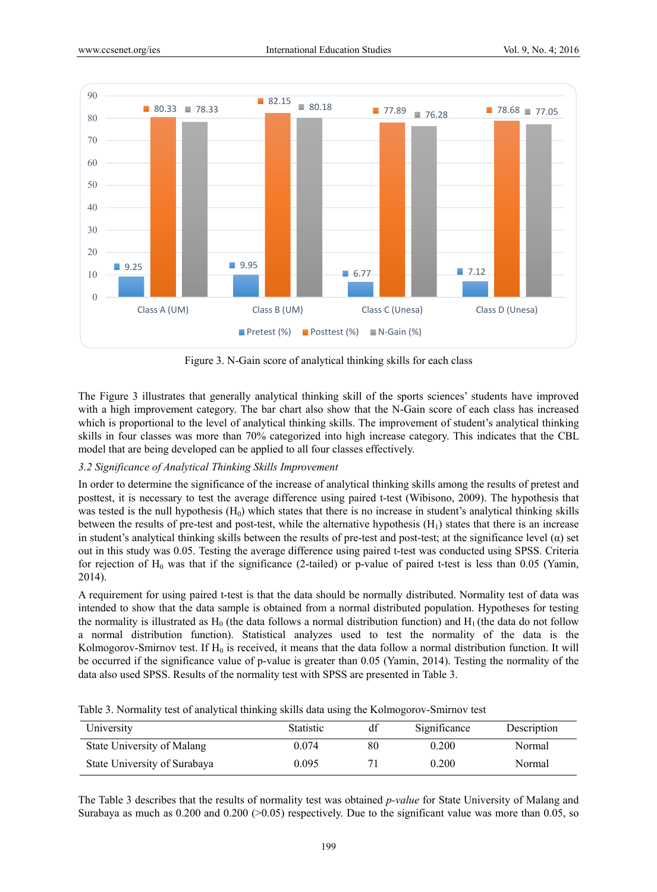Figure 3. N-Gain score of analytical thinking skills for each class

The Figure 3 illustrates that generally analytical thinking skill of the sports sciences' students have improved with a high improvement category. The bar chart also show that the N-Gain score of each class has increased which is proportional to the level of analytical thinking skills. The improvement of student's analytical thinking skills in four classes was more than 70% categorized into high increase category. This indicates that the CBL model that are being developed can be applied to all four classes effectively.

### 3.2 Significance of Analytical Thinking Skills Improvement

In order to determine the significance of the increase of analytical thinking skills among the results of pretest and posttest, it is necessary to test the average difference using paired t-test (Wibisono, 2009). The hypothesis that was tested is the null hypothesis ($H_0$) which states that there is no increase in student's analytical thinking skills between the results of pre-test and post-test, while the alternative hypothesis ($H_1$) states that there is an increase in student's analytical thinking skills between the results of pre-test and post-test; at the significance level ($\alpha$) set out in this study was 0.05. Testing the average difference using paired t-test was conducted using SPSS. Criteria for rejection of $H_0$ was that if the significance (2-tailed) or p-value of paired t-test is less than 0.05 (Yamin, 2014).

A requirement for using paired t-test is that the data should be normally distributed. Normality test of data was intended to show that the data sample is obtained from a normal distributed population. Hypotheses for testing the normality is illustrated as $H_0$ (the data follows a normal distribution function) and $H_1$ (the data do not follow a normal distribution function). Statistical analyzes used to test the normality of the data is the Kolmogorov-Smirnov test. If $H_0$ is received, it means that the data follow a normal distribution function. It will be occurred if the significance value of p-value is greater than 0.05 (Yamin, 2014). Testing the normality of the data also used SPSS. Results of the normality test with SPSS are presented in Table 3.

Table 3. Normality test of analytical thinking skills data using the Kolmogorov-Smirnov test

| University | Statistic | df | Significance | Description |
|---|---|---|---|---|
| State University of Malang | 0.074 | 80 | 0.200 | Normal |
| State University of Surabaya | 0.095 | 71 | 0.200 | Normal |

The Table 3 describes that the results of normality test was obtained *p-value* for State University of Malang and Surabaya as much as 0.200 and 0.200 (>0.05) respectively. Due to the significant value was more than 0.05, so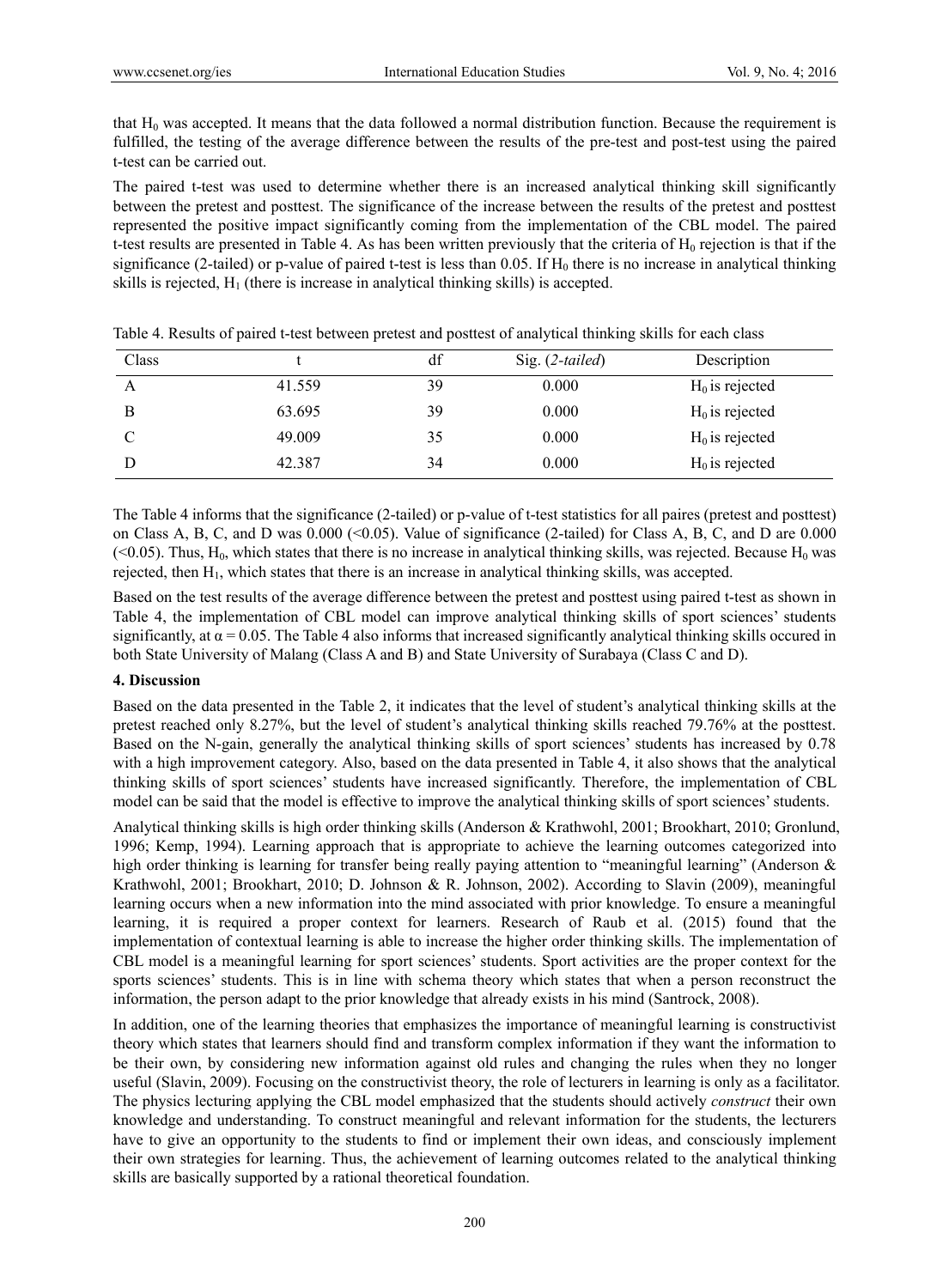that $H_0$ was accepted. It means that the data followed a normal distribution function. Because the requirement is fulfilled, the testing of the average difference between the results of the pre-test and post-test using the paired t-test can be carried out.

The paired t-test was used to determine whether there is an increased analytical thinking skill significantly between the pretest and posttest. The significance of the increase between the results of the pretest and posttest represented the positive impact significantly coming from the implementation of the CBL model. The paired t-test results are presented in Table 4. As has been written previously that the criteria of $H_0$ rejection is that if the significance (2-tailed) or p-value of paired t-test is less than 0.05. If $H_0$ there is no increase in analytical thinking skills is rejected, $H_1$ (there is increase in analytical thinking skills) is accepted.

Table 4. Results of paired t-test between pretest and posttest of analytical thinking skills for each class

| Class | t | df | Sig. (*2-tailed*) | Description |
|---|---|---|---|---|
| A | 41.559 | 39 | 0.000 | $H_0$ is rejected |
| B | 63.695 | 39 | 0.000 | $H_0$ is rejected |
| C | 49.009 | 35 | 0.000 | $H_0$ is rejected |
| D | 42.387 | 34 | 0.000 | $H_0$ is rejected |

The Table 4 informs that the significance (2-tailed) or p-value of t-test statistics for all paires (pretest and posttest) on Class A, B, C, and D was 0.000 (<0.05). Value of significance (2-tailed) for Class A, B, C, and D are 0.000 (<0.05). Thus, $H_0$, which states that there is no increase in analytical thinking skills, was rejected. Because $H_0$ was rejected, then $H_1$, which states that there is an increase in analytical thinking skills, was accepted.

Based on the test results of the average difference between the pretest and posttest using paired t-test as shown in Table 4, the implementation of CBL model can improve analytical thinking skills of sport sciences' students significantly, at $\alpha = 0.05$. The Table 4 also informs that increased significantly analytical thinking skills occured in both State University of Malang (Class A and B) and State University of Surabaya (Class C and D).

## 4. Discussion

Based on the data presented in the Table 2, it indicates that the level of student's analytical thinking skills at the pretest reached only 8.27%, but the level of student's analytical thinking skills reached 79.76% at the posttest. Based on the N-gain, generally the analytical thinking skills of sport sciences' students has increased by 0.78 with a high improvement category. Also, based on the data presented in Table 4, it also shows that the analytical thinking skills of sport sciences' students have increased significantly. Therefore, the implementation of CBL model can be said that the model is effective to improve the analytical thinking skills of sport sciences' students.

Analytical thinking skills is high order thinking skills (Anderson & Krathwohl, 2001; Brookhart, 2010; Gronlund, 1996; Kemp, 1994). Learning approach that is appropriate to achieve the learning outcomes categorized into high order thinking is learning for transfer being really paying attention to "meaningful learning" (Anderson & Krathwohl, 2001; Brookhart, 2010; D. Johnson & R. Johnson, 2002). According to Slavin (2009), meaningful learning occurs when a new information into the mind associated with prior knowledge. To ensure a meaningful learning, it is required a proper context for learners. Research of Raub et al. (2015) found that the implementation of contextual learning is able to increase the higher order thinking skills. The implementation of CBL model is a meaningful learning for sport sciences' students. Sport activities are the proper context for the sports sciences' students. This is in line with schema theory which states that when a person reconstruct the information, the person adapt to the prior knowledge that already exists in his mind (Santrock, 2008).

In addition, one of the learning theories that emphasizes the importance of meaningful learning is constructivist theory which states that learners should find and transform complex information if they want the information to be their own, by considering new information against old rules and changing the rules when they no longer useful (Slavin, 2009). Focusing on the constructivist theory, the role of lecturers in learning is only as a facilitator. The physics lecturing applying the CBL model emphasized that the students should actively *construct* their own knowledge and understanding. To construct meaningful and relevant information for the students, the lecturers have to give an opportunity to the students to find or implement their own ideas, and consciously implement their own strategies for learning. Thus, the achievement of learning outcomes related to the analytical thinking skills are basically supported by a rational theoretical foundation.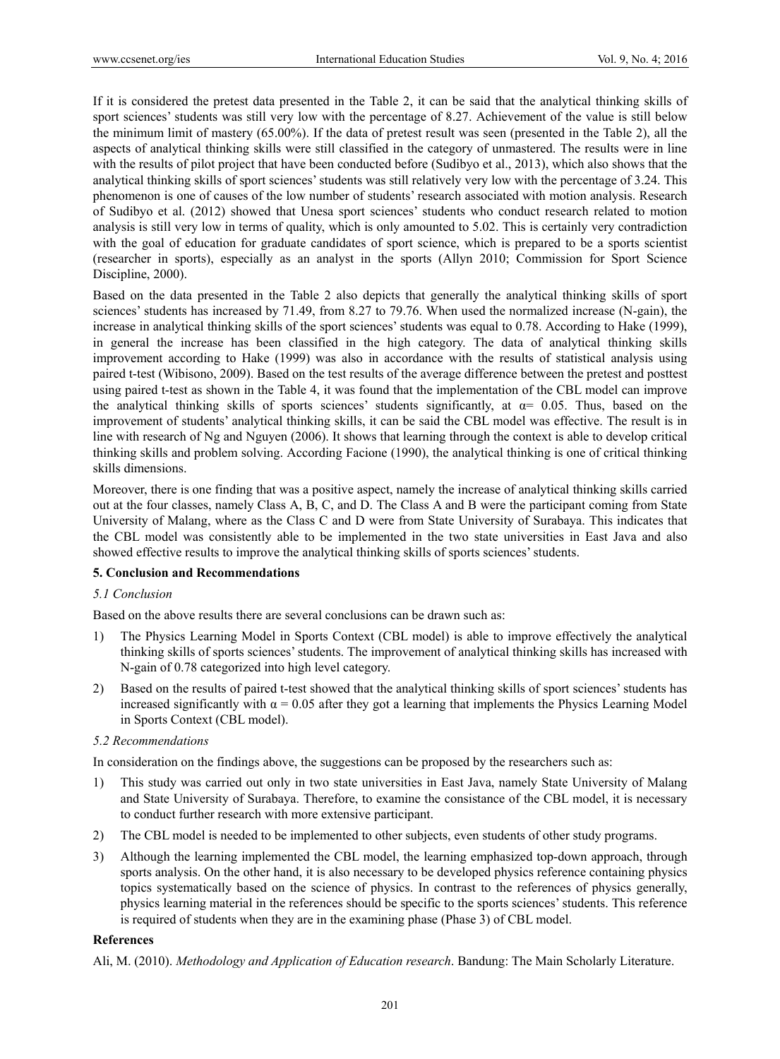If it is considered the pretest data presented in the Table 2, it can be said that the analytical thinking skills of sport sciences' students was still very low with the percentage of 8.27. Achievement of the value is still below the minimum limit of mastery (65.00%). If the data of pretest result was seen (presented in the Table 2), all the aspects of analytical thinking skills were still classified in the category of unmastered. The results were in line with the results of pilot project that have been conducted before (Sudibyo et al., 2013), which also shows that the analytical thinking skills of sport sciences' students was still relatively very low with the percentage of 3.24. This phenomenon is one of causes of the low number of students' research associated with motion analysis. Research of Sudibyo et al. (2012) showed that Unesa sport sciences' students who conduct research related to motion analysis is still very low in terms of quality, which is only amounted to 5.02. This is certainly very contradiction with the goal of education for graduate candidates of sport science, which is prepared to be a sports scientist (researcher in sports), especially as an analyst in the sports (Allyn 2010; Commission for Sport Science Discipline, 2000).

Based on the data presented in the Table 2 also depicts that generally the analytical thinking skills of sport sciences' students has increased by 71.49, from 8.27 to 79.76. When used the normalized increase (N-gain), the increase in analytical thinking skills of the sport sciences' students was equal to 0.78. According to Hake (1999), in general the increase has been classified in the high category. The data of analytical thinking skills improvement according to Hake (1999) was also in accordance with the results of statistical analysis using paired t-test (Wibisono, 2009). Based on the test results of the average difference between the pretest and posttest using paired t-test as shown in the Table 4, it was found that the implementation of the CBL model can improve the analytical thinking skills of sports sciences' students significantly, at $\alpha = 0.05$. Thus, based on the improvement of students' analytical thinking skills, it can be said the CBL model was effective. The result is in line with research of Ng and Nguyen (2006). It shows that learning through the context is able to develop critical thinking skills and problem solving. According Facione (1990), the analytical thinking is one of critical thinking skills dimensions.

Moreover, there is one finding that was a positive aspect, namely the increase of analytical thinking skills carried out at the four classes, namely Class A, B, C, and D. The Class A and B were the participant coming from State University of Malang, where as the Class C and D were from State University of Surabaya. This indicates that the CBL model was consistently able to be implemented in the two state universities in East Java and also showed effective results to improve the analytical thinking skills of sports sciences' students.

## 5. Conclusion and Recommendations

### *5.1 Conclusion*

Based on the above results there are several conclusions can be drawn such as:

1) The Physics Learning Model in Sports Context (CBL model) is able to improve effectively the analytical thinking skills of sports sciences' students. The improvement of analytical thinking skills has increased with N-gain of 0.78 categorized into high level category.

2) Based on the results of paired t-test showed that the analytical thinking skills of sport sciences' students has increased significantly with $\alpha = 0.05$ after they got a learning that implements the Physics Learning Model in Sports Context (CBL model).

### *5.2 Recommendations*

In consideration on the findings above, the suggestions can be proposed by the researchers such as:

1) This study was carried out only in two state universities in East Java, namely State University of Malang and State University of Surabaya. Therefore, to examine the consistance of the CBL model, it is necessary to conduct further research with more extensive participant.

2) The CBL model is needed to be implemented to other subjects, even students of other study programs.

3) Although the learning implemented the CBL model, the learning emphasized top-down approach, through sports analysis. On the other hand, it is also necessary to be developed physics reference containing physics topics systematically based on the science of physics. In contrast to the references of physics generally, physics learning material in the references should be specific to the sports sciences' students. This reference is required of students when they are in the examining phase (Phase 3) of CBL model.

## References

Ali, M. (2010). *Methodology and Application of Education research*. Bandung: The Main Scholarly Literature.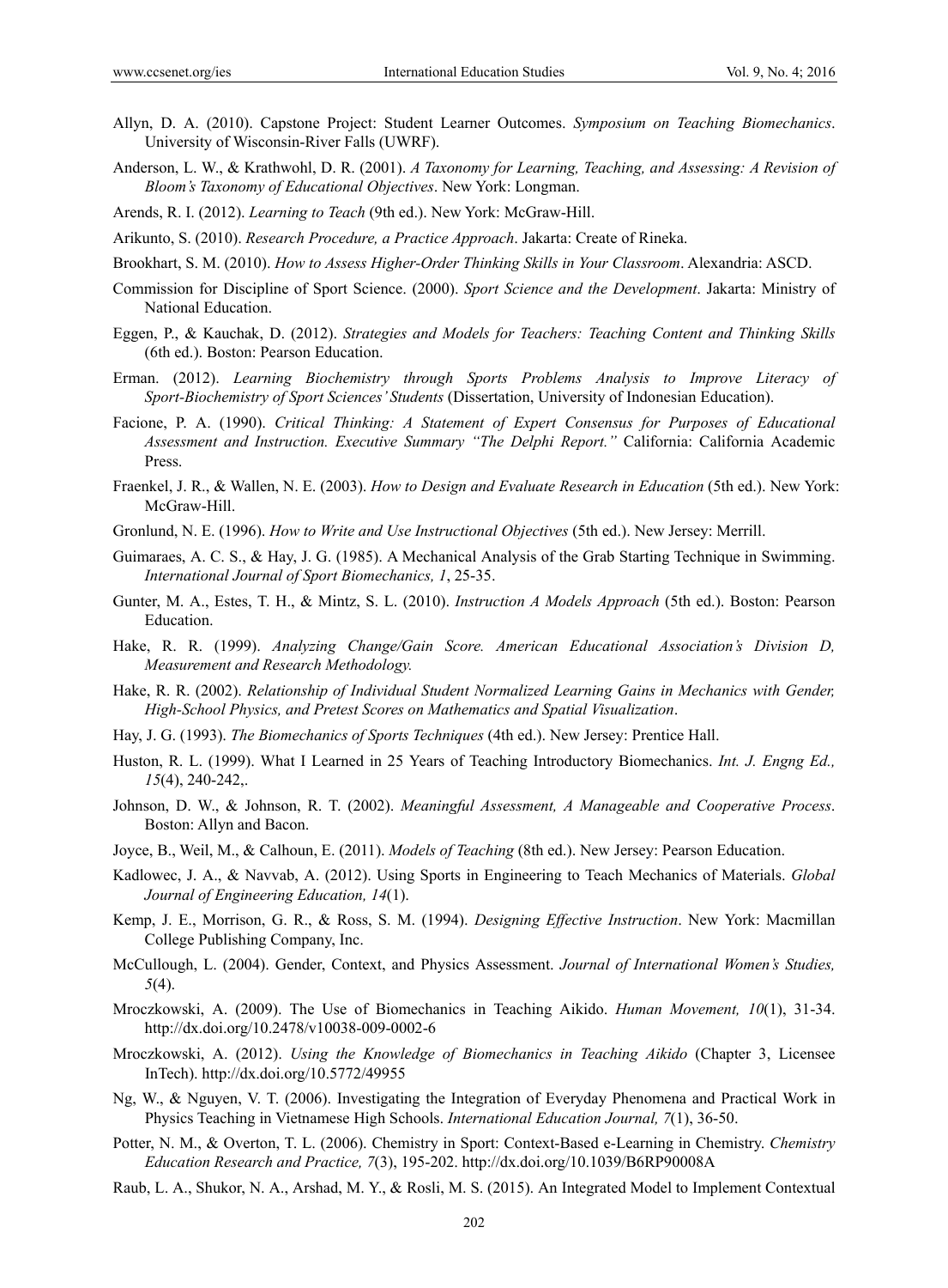Allyn, D. A. (2010). Capstone Project: Student Learner Outcomes. *Symposium on Teaching Biomechanics*. University of Wisconsin-River Falls (UWRF).

Anderson, L. W., & Krathwohl, D. R. (2001). *A Taxonomy for Learning, Teaching, and Assessing: A Revision of Bloom's Taxonomy of Educational Objectives*. New York: Longman.

Arends, R. I. (2012). *Learning to Teach* (9th ed.). New York: McGraw-Hill.

Arikunto, S. (2010). *Research Procedure, a Practice Approach*. Jakarta: Create of Rineka.

Brookhart, S. M. (2010). *How to Assess Higher-Order Thinking Skills in Your Classroom*. Alexandria: ASCD.

Commission for Discipline of Sport Science. (2000). *Sport Science and the Development*. Jakarta: Ministry of National Education.

Eggen, P., & Kauchak, D. (2012). *Strategies and Models for Teachers: Teaching Content and Thinking Skills* (6th ed.). Boston: Pearson Education.

Erman. (2012). *Learning Biochemistry through Sports Problems Analysis to Improve Literacy of Sport-Biochemistry of Sport Sciences' Students* (Dissertation, University of Indonesian Education).

Facione, P. A. (1990). *Critical Thinking: A Statement of Expert Consensus for Purposes of Educational Assessment and Instruction. Executive Summary "The Delphi Report."* California: California Academic Press.

Fraenkel, J. R., & Wallen, N. E. (2003). *How to Design and Evaluate Research in Education* (5th ed.). New York: McGraw-Hill.

Gronlund, N. E. (1996). *How to Write and Use Instructional Objectives* (5th ed.). New Jersey: Merrill.

Guimaraes, A. C. S., & Hay, J. G. (1985). A Mechanical Analysis of the Grab Starting Technique in Swimming. *International Journal of Sport Biomechanics, 1*, 25-35.

Gunter, M. A., Estes, T. H., & Mintz, S. L. (2010). *Instruction A Models Approach* (5th ed.). Boston: Pearson Education.

Hake, R. R. (1999). *Analyzing Change/Gain Score. American Educational Association's Division D, Measurement and Research Methodology.*

Hake, R. R. (2002). *Relationship of Individual Student Normalized Learning Gains in Mechanics with Gender, High-School Physics, and Pretest Scores on Mathematics and Spatial Visualization*.

Hay, J. G. (1993). *The Biomechanics of Sports Techniques* (4th ed.). New Jersey: Prentice Hall.

Huston, R. L. (1999). What I Learned in 25 Years of Teaching Introductory Biomechanics. *Int. J. Engng Ed., 15*(4), 240-242,.

Johnson, D. W., & Johnson, R. T. (2002). *Meaningful Assessment, A Manageable and Cooperative Process*. Boston: Allyn and Bacon.

Joyce, B., Weil, M., & Calhoun, E. (2011). *Models of Teaching* (8th ed.). New Jersey: Pearson Education.

Kadlowec, J. A., & Navvab, A. (2012). Using Sports in Engineering to Teach Mechanics of Materials. *Global Journal of Engineering Education, 14*(1).

Kemp, J. E., Morrison, G. R., & Ross, S. M. (1994). *Designing Effective Instruction*. New York: Macmillan College Publishing Company, Inc.

McCullough, L. (2004). Gender, Context, and Physics Assessment. *Journal of International Women's Studies, 5*(4).

Mroczkowski, A. (2009). The Use of Biomechanics in Teaching Aikido. *Human Movement, 10*(1), 31-34. http://dx.doi.org/10.2478/v10038-009-0002-6

Mroczkowski, A. (2012). *Using the Knowledge of Biomechanics in Teaching Aikido* (Chapter 3, Licensee InTech). http://dx.doi.org/10.5772/49955

Ng, W., & Nguyen, V. T. (2006). Investigating the Integration of Everyday Phenomena and Practical Work in Physics Teaching in Vietnamese High Schools. *International Education Journal, 7*(1), 36-50.

Potter, N. M., & Overton, T. L. (2006). Chemistry in Sport: Context-Based e-Learning in Chemistry. *Chemistry Education Research and Practice, 7*(3), 195-202. http://dx.doi.org/10.1039/B6RP90008A

Raub, L. A., Shukor, N. A., Arshad, M. Y., & Rosli, M. S. (2015). An Integrated Model to Implement Contextual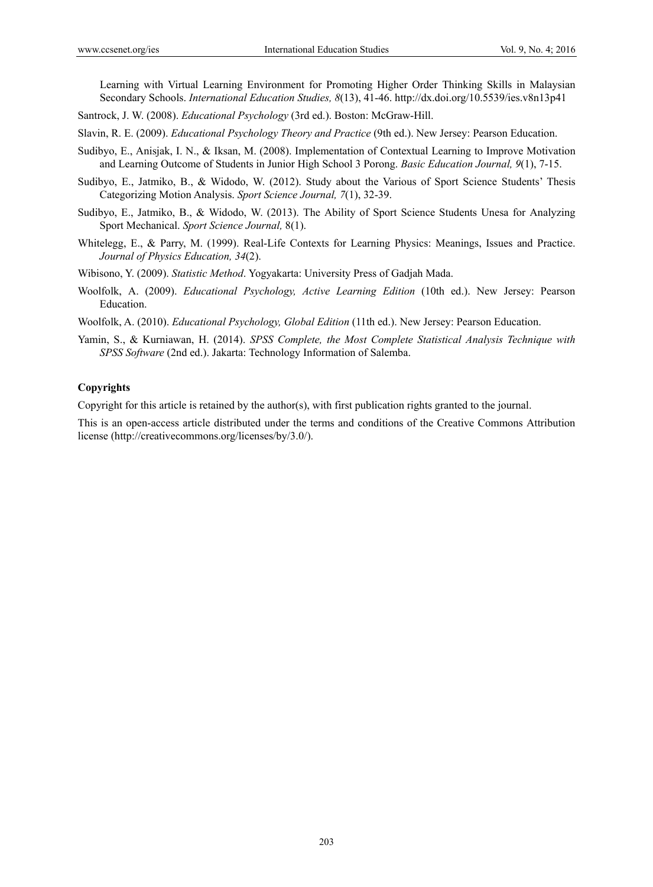Learning with Virtual Learning Environment for Promoting Higher Order Thinking Skills in Malaysian Secondary Schools. *International Education Studies, 8*(13), 41-46. http://dx.doi.org/10.5539/ies.v8n13p41

Santrock, J. W. (2008). *Educational Psychology* (3rd ed.). Boston: McGraw-Hill.

Slavin, R. E. (2009). *Educational Psychology Theory and Practice* (9th ed.). New Jersey: Pearson Education.

Sudibyo, E., Anisjak, I. N., & Iksan, M. (2008). Implementation of Contextual Learning to Improve Motivation and Learning Outcome of Students in Junior High School 3 Porong. *Basic Education Journal, 9*(1), 7-15.

Sudibyo, E., Jatmiko, B., & Widodo, W. (2012). Study about the Various of Sport Science Students' Thesis Categorizing Motion Analysis. *Sport Science Journal, 7*(1), 32-39.

Sudibyo, E., Jatmiko, B., & Widodo, W. (2013). The Ability of Sport Science Students Unesa for Analyzing Sport Mechanical. *Sport Science Journal,* 8(1).

Whitelegg, E., & Parry, M. (1999). Real-Life Contexts for Learning Physics: Meanings, Issues and Practice. *Journal of Physics Education, 34*(2).

Wibisono, Y. (2009). *Statistic Method*. Yogyakarta: University Press of Gadjah Mada.

Woolfolk, A. (2009). *Educational Psychology, Active Learning Edition* (10th ed.). New Jersey: Pearson Education.

Woolfolk, A. (2010). *Educational Psychology, Global Edition* (11th ed.). New Jersey: Pearson Education.

Yamin, S., & Kurniawan, H. (2014). *SPSS Complete, the Most Complete Statistical Analysis Technique with SPSS Software* (2nd ed.). Jakarta: Technology Information of Salemba.

**Copyrights**

Copyright for this article is retained by the author(s), with first publication rights granted to the journal.

This is an open-access article distributed under the terms and conditions of the Creative Commons Attribution license (http://creativecommons.org/licenses/by/3.0/).